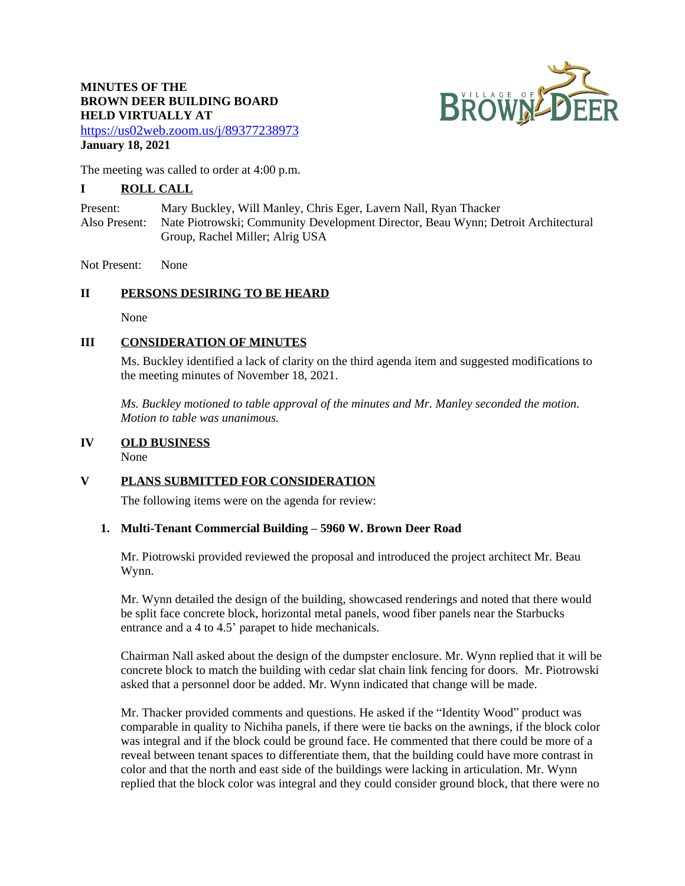**MINUTES OF THE**
**BROWN DEER BUILDING BOARD**
**HELD VIRTUALLY AT**
https://us02web.zoom.us/j/89377238973
**January 18, 2021**

The meeting was called to order at 4:00 p.m.

## I ROLL CALL

Present: Mary Buckley, Will Manley, Chris Eger, Lavern Nall, Ryan Thacker
Also Present: Nate Piotrowski; Community Development Director, Beau Wynn; Detroit Architectural Group, Rachel Miller; Alrig USA

Not Present: None

## II PERSONS DESIRING TO BE HEARD

None

## III CONSIDERATION OF MINUTES

Ms. Buckley identified a lack of clarity on the third agenda item and suggested modifications to the meeting minutes of November 18, 2021.

*Ms. Buckley motioned to table approval of the minutes and Mr. Manley seconded the motion. Motion to table was unanimous.*

## IV OLD BUSINESS

None

## V PLANS SUBMITTED FOR CONSIDERATION

The following items were on the agenda for review:

### 1. Multi-Tenant Commercial Building – 5960 W. Brown Deer Road

Mr. Piotrowski provided reviewed the proposal and introduced the project architect Mr. Beau Wynn.

Mr. Wynn detailed the design of the building, showcased renderings and noted that there would be split face concrete block, horizontal metal panels, wood fiber panels near the Starbucks entrance and a 4 to 4.5' parapet to hide mechanicals.

Chairman Nall asked about the design of the dumpster enclosure. Mr. Wynn replied that it will be concrete block to match the building with cedar slat chain link fencing for doors. Mr. Piotrowski asked that a personnel door be added. Mr. Wynn indicated that change will be made.

Mr. Thacker provided comments and questions. He asked if the "Identity Wood" product was comparable in quality to Nichiha panels, if there were tie backs on the awnings, if the block color was integral and if the block could be ground face. He commented that there could be more of a reveal between tenant spaces to differentiate them, that the building could have more contrast in color and that the north and east side of the buildings were lacking in articulation. Mr. Wynn replied that the block color was integral and they could consider ground block, that there were no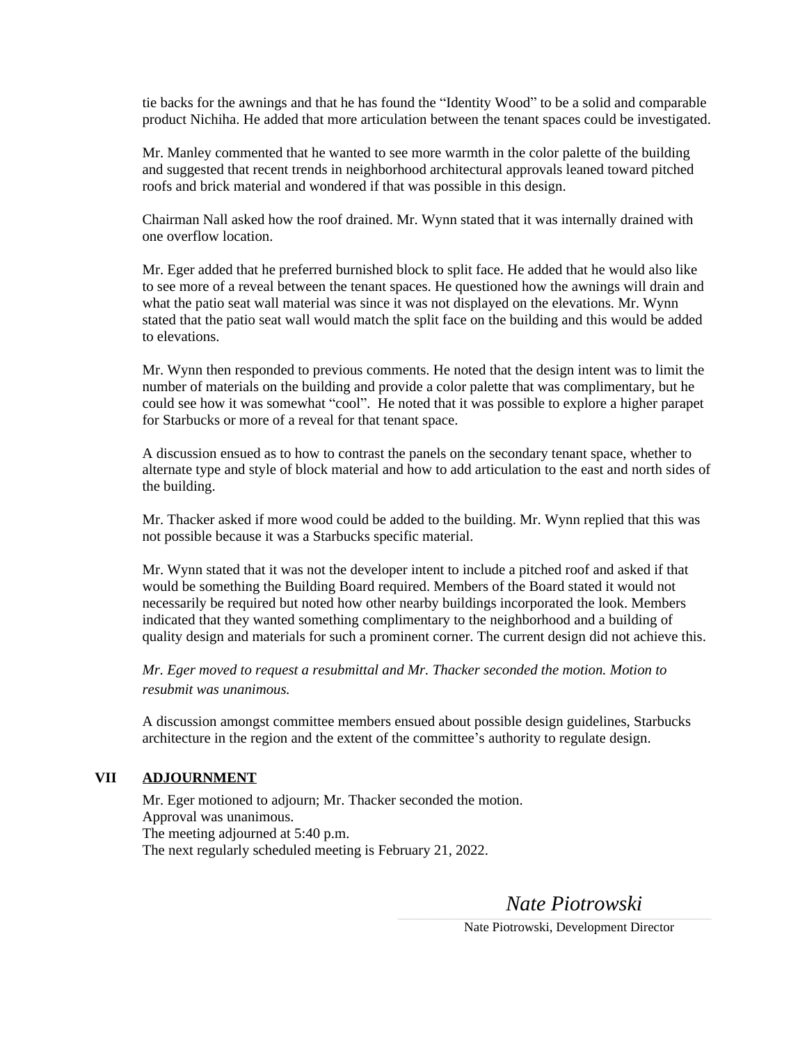tie backs for the awnings and that he has found the "Identity Wood" to be a solid and comparable product Nichiha. He added that more articulation between the tenant spaces could be investigated.

Mr. Manley commented that he wanted to see more warmth in the color palette of the building and suggested that recent trends in neighborhood architectural approvals leaned toward pitched roofs and brick material and wondered if that was possible in this design.

Chairman Nall asked how the roof drained. Mr. Wynn stated that it was internally drained with one overflow location.

Mr. Eger added that he preferred burnished block to split face. He added that he would also like to see more of a reveal between the tenant spaces. He questioned how the awnings will drain and what the patio seat wall material was since it was not displayed on the elevations. Mr. Wynn stated that the patio seat wall would match the split face on the building and this would be added to elevations.

Mr. Wynn then responded to previous comments. He noted that the design intent was to limit the number of materials on the building and provide a color palette that was complimentary, but he could see how it was somewhat "cool". He noted that it was possible to explore a higher parapet for Starbucks or more of a reveal for that tenant space.

A discussion ensued as to how to contrast the panels on the secondary tenant space, whether to alternate type and style of block material and how to add articulation to the east and north sides of the building.

Mr. Thacker asked if more wood could be added to the building. Mr. Wynn replied that this was not possible because it was a Starbucks specific material.

Mr. Wynn stated that it was not the developer intent to include a pitched roof and asked if that would be something the Building Board required. Members of the Board stated it would not necessarily be required but noted how other nearby buildings incorporated the look. Members indicated that they wanted something complimentary to the neighborhood and a building of quality design and materials for such a prominent corner. The current design did not achieve this.

*Mr. Eger moved to request a resubmittal and Mr. Thacker seconded the motion. Motion to resubmit was unanimous.*

A discussion amongst committee members ensued about possible design guidelines, Starbucks architecture in the region and the extent of the committee's authority to regulate design.

## VII ADJOURNMENT

Mr. Eger motioned to adjourn; Mr. Thacker seconded the motion.
Approval was unanimous.
The meeting adjourned at 5:40 p.m.
The next regularly scheduled meeting is February 21, 2022.

*Nate Piotrowski*

Nate Piotrowski, Development Director